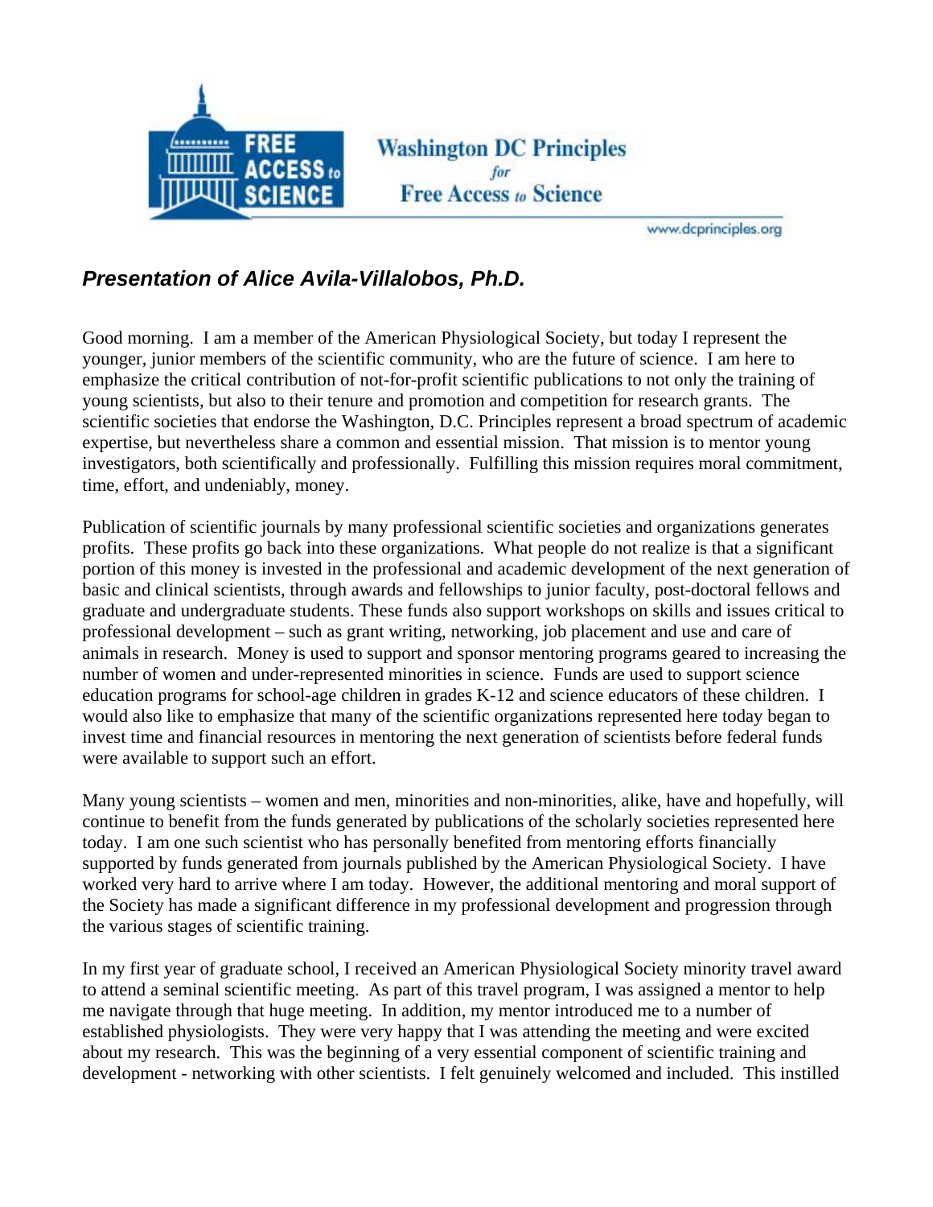# Washington DC Principles for Free Access to Science

www.dcprinciples.org

### *Presentation of Alice Avila-Villalobos, Ph.D.*

Good morning. I am a member of the American Physiological Society, but today I represent the younger, junior members of the scientific community, who are the future of science. I am here to emphasize the critical contribution of not-for-profit scientific publications to not only the training of young scientists, but also to their tenure and promotion and competition for research grants. The scientific societies that endorse the Washington, D.C. Principles represent a broad spectrum of academic expertise, but nevertheless share a common and essential mission. That mission is to mentor young investigators, both scientifically and professionally. Fulfilling this mission requires moral commitment, time, effort, and undeniably, money.

Publication of scientific journals by many professional scientific societies and organizations generates profits. These profits go back into these organizations. What people do not realize is that a significant portion of this money is invested in the professional and academic development of the next generation of basic and clinical scientists, through awards and fellowships to junior faculty, post-doctoral fellows and graduate and undergraduate students. These funds also support workshops on skills and issues critical to professional development – such as grant writing, networking, job placement and use and care of animals in research. Money is used to support and sponsor mentoring programs geared to increasing the number of women and under-represented minorities in science. Funds are used to support science education programs for school-age children in grades K-12 and science educators of these children. I would also like to emphasize that many of the scientific organizations represented here today began to invest time and financial resources in mentoring the next generation of scientists before federal funds were available to support such an effort.

Many young scientists – women and men, minorities and non-minorities, alike, have and hopefully, will continue to benefit from the funds generated by publications of the scholarly societies represented here today. I am one such scientist who has personally benefited from mentoring efforts financially supported by funds generated from journals published by the American Physiological Society. I have worked very hard to arrive where I am today. However, the additional mentoring and moral support of the Society has made a significant difference in my professional development and progression through the various stages of scientific training.

In my first year of graduate school, I received an American Physiological Society minority travel award to attend a seminal scientific meeting. As part of this travel program, I was assigned a mentor to help me navigate through that huge meeting. In addition, my mentor introduced me to a number of established physiologists. They were very happy that I was attending the meeting and were excited about my research. This was the beginning of a very essential component of scientific training and development - networking with other scientists. I felt genuinely welcomed and included. This instilled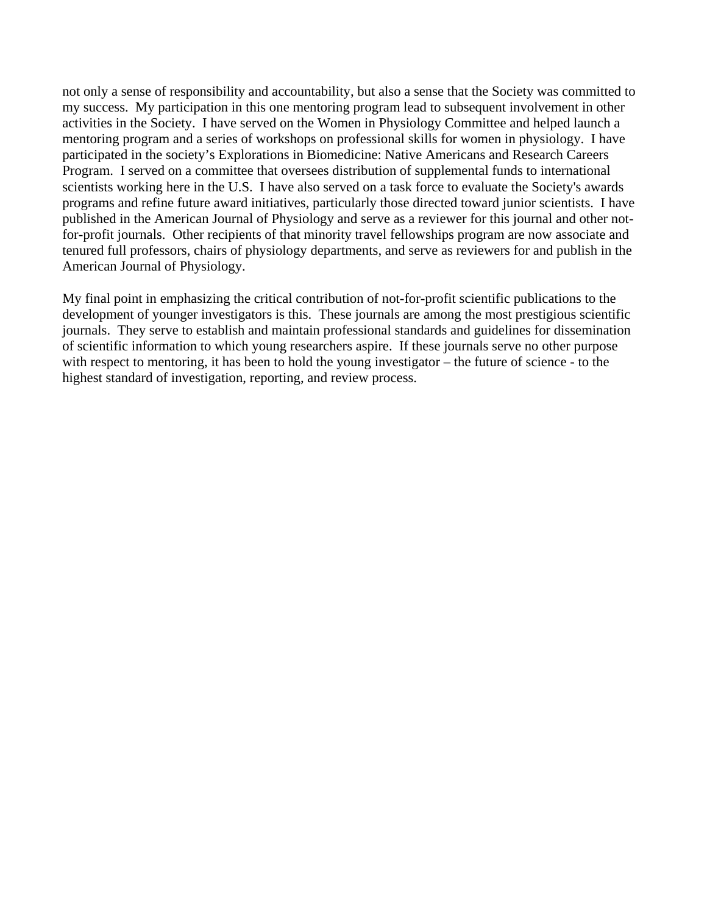not only a sense of responsibility and accountability, but also a sense that the Society was committed to my success. My participation in this one mentoring program lead to subsequent involvement in other activities in the Society. I have served on the Women in Physiology Committee and helped launch a mentoring program and a series of workshops on professional skills for women in physiology. I have participated in the society's Explorations in Biomedicine: Native Americans and Research Careers Program. I served on a committee that oversees distribution of supplemental funds to international scientists working here in the U.S. I have also served on a task force to evaluate the Society's awards programs and refine future award initiatives, particularly those directed toward junior scientists. I have published in the American Journal of Physiology and serve as a reviewer for this journal and other not-for-profit journals. Other recipients of that minority travel fellowships program are now associate and tenured full professors, chairs of physiology departments, and serve as reviewers for and publish in the American Journal of Physiology.

My final point in emphasizing the critical contribution of not-for-profit scientific publications to the development of younger investigators is this. These journals are among the most prestigious scientific journals. They serve to establish and maintain professional standards and guidelines for dissemination of scientific information to which young researchers aspire. If these journals serve no other purpose with respect to mentoring, it has been to hold the young investigator – the future of science - to the highest standard of investigation, reporting, and review process.